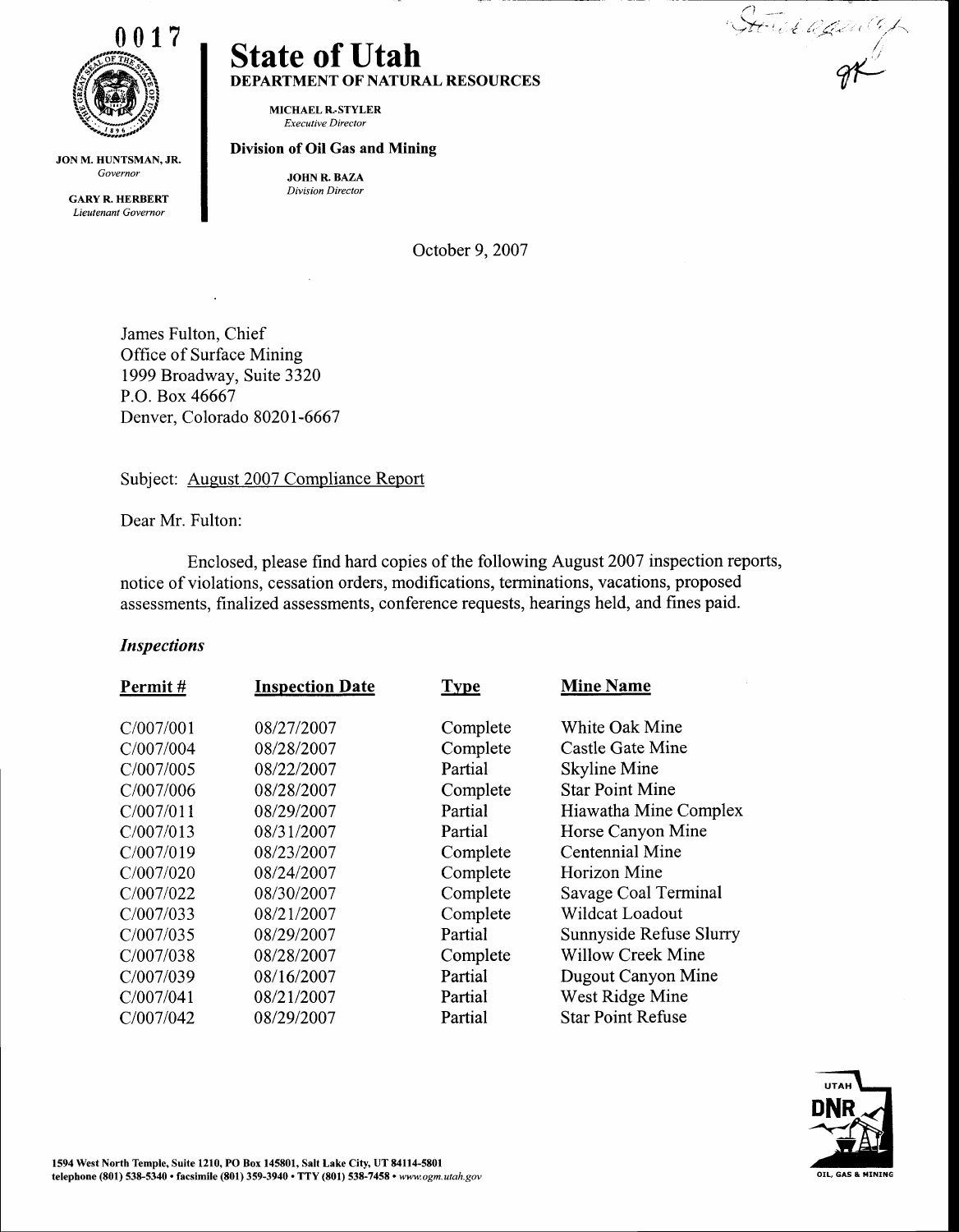0017

JON M. HUNTSMAN, JR.
*Governor*

GARY R. HERBERT
*Lieutenant Governor*

# State of Utah

**DEPARTMENT OF NATURAL RESOURCES**

MICHAEL R. STYLER
*Executive Director*

**Division of Oil Gas and Mining**

JOHN R. BAZA
*Division Director*

October 9, 2007

James Fulton, Chief
Office of Surface Mining
1999 Broadway, Suite 3320
P.O. Box 46667
Denver, Colorado 80201-6667

Subject: August 2007 Compliance Report

Dear Mr. Fulton:

Enclosed, please find hard copies of the following August 2007 inspection reports, notice of violations, cessation orders, modifications, terminations, vacations, proposed assessments, finalized assessments, conference requests, hearings held, and fines paid.

***Inspections***

| Permit # | Inspection Date | Type | Mine Name |
|---|---|---|---|
| C/007/001 | 08/27/2007 | Complete | White Oak Mine |
| C/007/004 | 08/28/2007 | Complete | Castle Gate Mine |
| C/007/005 | 08/22/2007 | Partial | Skyline Mine |
| C/007/006 | 08/28/2007 | Complete | Star Point Mine |
| C/007/011 | 08/29/2007 | Partial | Hiawatha Mine Complex |
| C/007/013 | 08/31/2007 | Partial | Horse Canyon Mine |
| C/007/019 | 08/23/2007 | Complete | Centennial Mine |
| C/007/020 | 08/24/2007 | Complete | Horizon Mine |
| C/007/022 | 08/30/2007 | Complete | Savage Coal Terminal |
| C/007/033 | 08/21/2007 | Complete | Wildcat Loadout |
| C/007/035 | 08/29/2007 | Partial | Sunnyside Refuse Slurry |
| C/007/038 | 08/28/2007 | Complete | Willow Creek Mine |
| C/007/039 | 08/16/2007 | Partial | Dugout Canyon Mine |
| C/007/041 | 08/21/2007 | Partial | West Ridge Mine |
| C/007/042 | 08/29/2007 | Partial | Star Point Refuse |

1594 West North Temple, Suite 1210, PO Box 145801, Salt Lake City, UT 84114-5801
telephone (801) 538-5340 • facsimile (801) 359-3940 • TTY (801) 538-7458 • *www.ogm.utah.gov*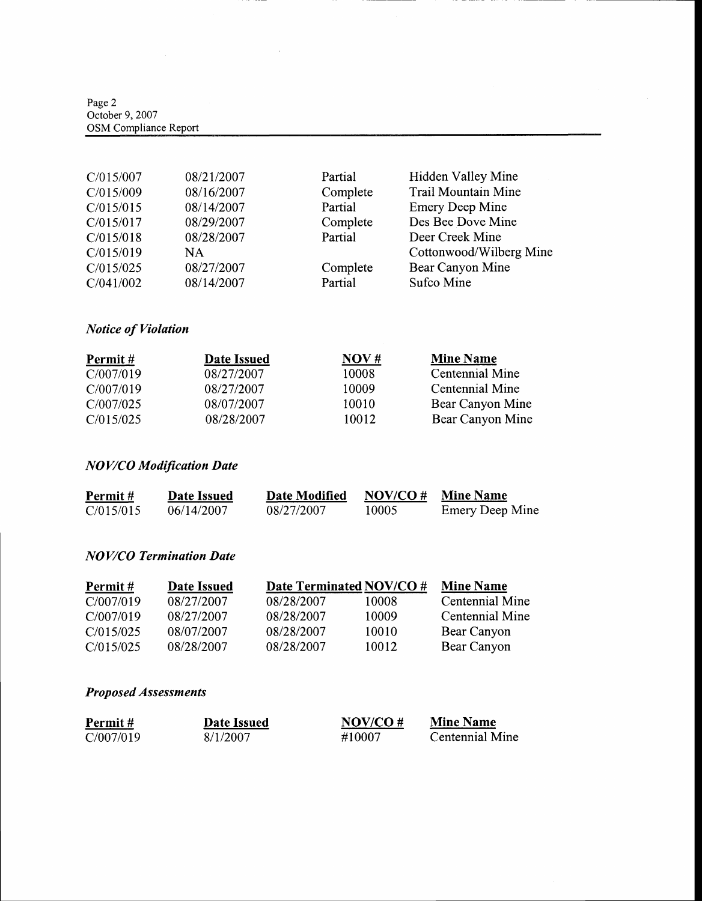| | | | |
|---|---|---|---|
| C/015/007 | 08/21/2007 | Partial | Hidden Valley Mine |
| C/015/009 | 08/16/2007 | Complete | Trail Mountain Mine |
| C/015/015 | 08/14/2007 | Partial | Emery Deep Mine |
| C/015/017 | 08/29/2007 | Complete | Des Bee Dove Mine |
| C/015/018 | 08/28/2007 | Partial | Deer Creek Mine |
| C/015/019 | NA | | Cottonwood/Wilberg Mine |
| C/015/025 | 08/27/2007 | Complete | Bear Canyon Mine |
| C/041/002 | 08/14/2007 | Partial | Sufco Mine |

### *Notice of Violation*

| Permit # | Date Issued | NOV # | Mine Name |
|---|---|---|---|
| C/007/019 | 08/27/2007 | 10008 | Centennial Mine |
| C/007/019 | 08/27/2007 | 10009 | Centennial Mine |
| C/007/025 | 08/07/2007 | 10010 | Bear Canyon Mine |
| C/015/025 | 08/28/2007 | 10012 | Bear Canyon Mine |

### *NOV/CO Modification Date*

| Permit # | Date Issued | Date Modified | NOV/CO # | Mine Name |
|---|---|---|---|---|
| C/015/015 | 06/14/2007 | 08/27/2007 | 10005 | Emery Deep Mine |

### *NOV/CO Termination Date*

| Permit # | Date Issued | Date Terminated | NOV/CO # | Mine Name |
|---|---|---|---|---|
| C/007/019 | 08/27/2007 | 08/28/2007 | 10008 | Centennial Mine |
| C/007/019 | 08/27/2007 | 08/28/2007 | 10009 | Centennial Mine |
| C/015/025 | 08/07/2007 | 08/28/2007 | 10010 | Bear Canyon |
| C/015/025 | 08/28/2007 | 08/28/2007 | 10012 | Bear Canyon |

### *Proposed Assessments*

| Permit # | Date Issued | NOV/CO # | Mine Name |
|---|---|---|---|
| C/007/019 | 8/1/2007 | #10007 | Centennial Mine |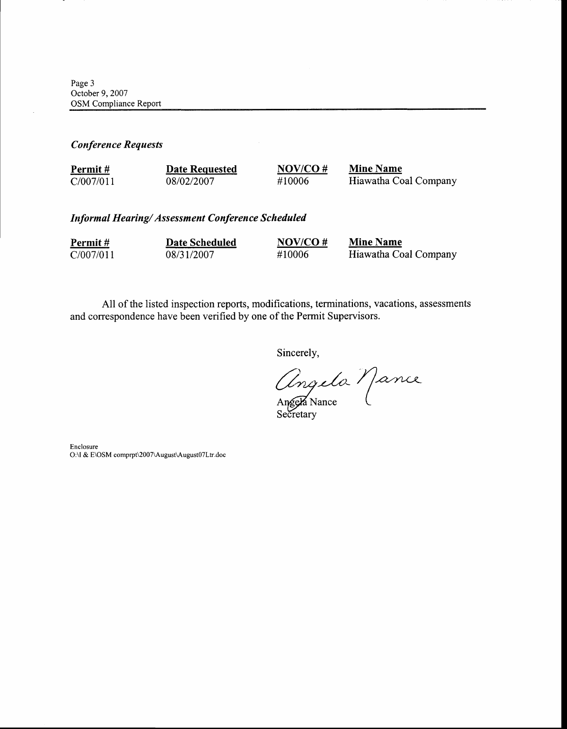*Conference Requests*

| Permit # | Date Requested | NOV/CO # | Mine Name |
|---|---|---|---|
| C/007/011 | 08/02/2007 | #10006 | Hiawatha Coal Company |

*Informal Hearing/ Assessment Conference Scheduled*

| Permit # | Date Scheduled | NOV/CO # | Mine Name |
|---|---|---|---|
| C/007/011 | 08/31/2007 | #10006 | Hiawatha Coal Company |

All of the listed inspection reports, modifications, terminations, vacations, assessments and correspondence have been verified by one of the Permit Supervisors.

Sincerely,

Angela Nance

Angela Nance
Secretary

Enclosure
O:\I & E\OSM comprpt\2007\August\August07Ltr.doc